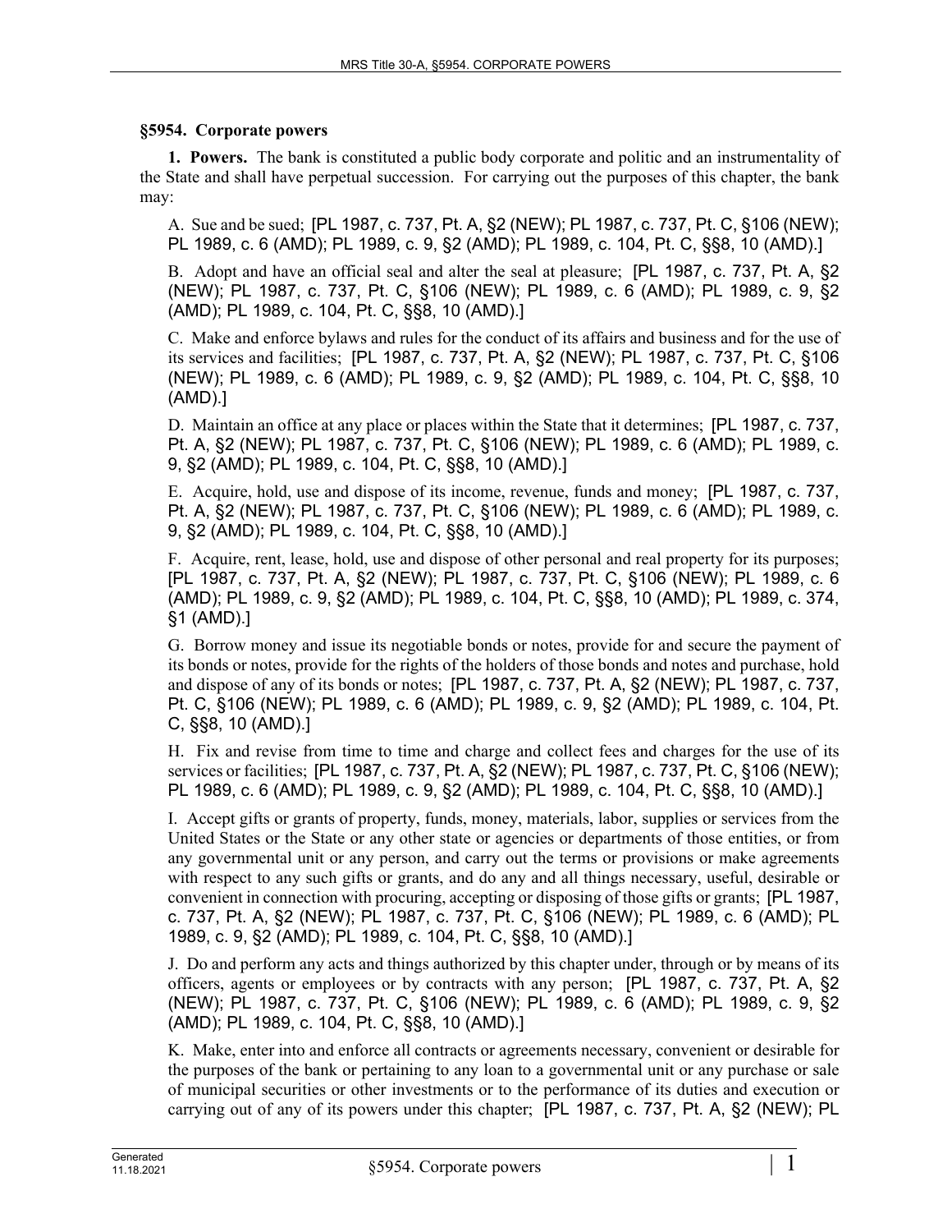## §5954. Corporate powers

**1. Powers.** The bank is constituted a public body corporate and politic and an instrumentality of the State and shall have perpetual succession. For carrying out the purposes of this chapter, the bank may:

A. Sue and be sued; [PL 1987, c. 737, Pt. A, §2 (NEW); PL 1987, c. 737, Pt. C, §106 (NEW); PL 1989, c. 6 (AMD); PL 1989, c. 9, §2 (AMD); PL 1989, c. 104, Pt. C, §§8, 10 (AMD).]

B. Adopt and have an official seal and alter the seal at pleasure; [PL 1987, c. 737, Pt. A, §2 (NEW); PL 1987, c. 737, Pt. C, §106 (NEW); PL 1989, c. 6 (AMD); PL 1989, c. 9, §2 (AMD); PL 1989, c. 104, Pt. C, §§8, 10 (AMD).]

C. Make and enforce bylaws and rules for the conduct of its affairs and business and for the use of its services and facilities; [PL 1987, c. 737, Pt. A, §2 (NEW); PL 1987, c. 737, Pt. C, §106 (NEW); PL 1989, c. 6 (AMD); PL 1989, c. 9, §2 (AMD); PL 1989, c. 104, Pt. C, §§8, 10 (AMD).]

D. Maintain an office at any place or places within the State that it determines; [PL 1987, c. 737, Pt. A, §2 (NEW); PL 1987, c. 737, Pt. C, §106 (NEW); PL 1989, c. 6 (AMD); PL 1989, c. 9, §2 (AMD); PL 1989, c. 104, Pt. C, §§8, 10 (AMD).]

E. Acquire, hold, use and dispose of its income, revenue, funds and money; [PL 1987, c. 737, Pt. A, §2 (NEW); PL 1987, c. 737, Pt. C, §106 (NEW); PL 1989, c. 6 (AMD); PL 1989, c. 9, §2 (AMD); PL 1989, c. 104, Pt. C, §§8, 10 (AMD).]

F. Acquire, rent, lease, hold, use and dispose of other personal and real property for its purposes; [PL 1987, c. 737, Pt. A, §2 (NEW); PL 1987, c. 737, Pt. C, §106 (NEW); PL 1989, c. 6 (AMD); PL 1989, c. 9, §2 (AMD); PL 1989, c. 104, Pt. C, §§8, 10 (AMD); PL 1989, c. 374, §1 (AMD).]

G. Borrow money and issue its negotiable bonds or notes, provide for and secure the payment of its bonds or notes, provide for the rights of the holders of those bonds and notes and purchase, hold and dispose of any of its bonds or notes; [PL 1987, c. 737, Pt. A, §2 (NEW); PL 1987, c. 737, Pt. C, §106 (NEW); PL 1989, c. 6 (AMD); PL 1989, c. 9, §2 (AMD); PL 1989, c. 104, Pt. C, §§8, 10 (AMD).]

H. Fix and revise from time to time and charge and collect fees and charges for the use of its services or facilities; [PL 1987, c. 737, Pt. A, §2 (NEW); PL 1987, c. 737, Pt. C, §106 (NEW); PL 1989, c. 6 (AMD); PL 1989, c. 9, §2 (AMD); PL 1989, c. 104, Pt. C, §§8, 10 (AMD).]

I. Accept gifts or grants of property, funds, money, materials, labor, supplies or services from the United States or the State or any other state or agencies or departments of those entities, or from any governmental unit or any person, and carry out the terms or provisions or make agreements with respect to any such gifts or grants, and do any and all things necessary, useful, desirable or convenient in connection with procuring, accepting or disposing of those gifts or grants; [PL 1987, c. 737, Pt. A, §2 (NEW); PL 1987, c. 737, Pt. C, §106 (NEW); PL 1989, c. 6 (AMD); PL 1989, c. 9, §2 (AMD); PL 1989, c. 104, Pt. C, §§8, 10 (AMD).]

J. Do and perform any acts and things authorized by this chapter under, through or by means of its officers, agents or employees or by contracts with any person; [PL 1987, c. 737, Pt. A, §2 (NEW); PL 1987, c. 737, Pt. C, §106 (NEW); PL 1989, c. 6 (AMD); PL 1989, c. 9, §2 (AMD); PL 1989, c. 104, Pt. C, §§8, 10 (AMD).]

K. Make, enter into and enforce all contracts or agreements necessary, convenient or desirable for the purposes of the bank or pertaining to any loan to a governmental unit or any purchase or sale of municipal securities or other investments or to the performance of its duties and execution or carrying out of any of its powers under this chapter; [PL 1987, c. 737, Pt. A, §2 (NEW); PL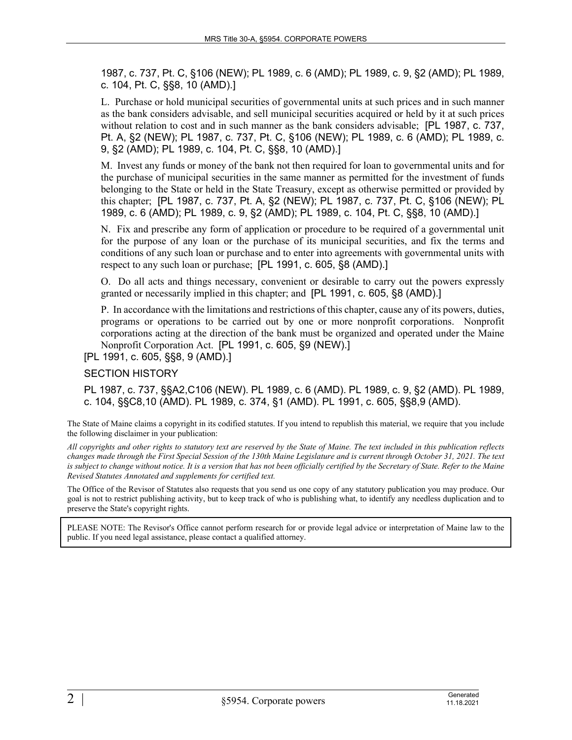1987, c. 737, Pt. C, §106 (NEW); PL 1989, c. 6 (AMD); PL 1989, c. 9, §2 (AMD); PL 1989, c. 104, Pt. C, §§8, 10 (AMD).]

L. Purchase or hold municipal securities of governmental units at such prices and in such manner as the bank considers advisable, and sell municipal securities acquired or held by it at such prices without relation to cost and in such manner as the bank considers advisable; [PL 1987, c. 737, Pt. A, §2 (NEW); PL 1987, c. 737, Pt. C, §106 (NEW); PL 1989, c. 6 (AMD); PL 1989, c. 9, §2 (AMD); PL 1989, c. 104, Pt. C, §§8, 10 (AMD).]

M. Invest any funds or money of the bank not then required for loan to governmental units and for the purchase of municipal securities in the same manner as permitted for the investment of funds belonging to the State or held in the State Treasury, except as otherwise permitted or provided by this chapter; [PL 1987, c. 737, Pt. A, §2 (NEW); PL 1987, c. 737, Pt. C, §106 (NEW); PL 1989, c. 6 (AMD); PL 1989, c. 9, §2 (AMD); PL 1989, c. 104, Pt. C, §§8, 10 (AMD).]

N. Fix and prescribe any form of application or procedure to be required of a governmental unit for the purpose of any loan or the purchase of its municipal securities, and fix the terms and conditions of any such loan or purchase and to enter into agreements with governmental units with respect to any such loan or purchase; [PL 1991, c. 605, §8 (AMD).]

O. Do all acts and things necessary, convenient or desirable to carry out the powers expressly granted or necessarily implied in this chapter; and [PL 1991, c. 605, §8 (AMD).]

P. In accordance with the limitations and restrictions of this chapter, cause any of its powers, duties, programs or operations to be carried out by one or more nonprofit corporations. Nonprofit corporations acting at the direction of the bank must be organized and operated under the Maine Nonprofit Corporation Act. [PL 1991, c. 605, §9 (NEW).]

[PL 1991, c. 605, §§8, 9 (AMD).]

SECTION HISTORY

PL 1987, c. 737, §§A2,C106 (NEW). PL 1989, c. 6 (AMD). PL 1989, c. 9, §2 (AMD). PL 1989, c. 104, §§C8,10 (AMD). PL 1989, c. 374, §1 (AMD). PL 1991, c. 605, §§8,9 (AMD).

The State of Maine claims a copyright in its codified statutes. If you intend to republish this material, we require that you include the following disclaimer in your publication:

*All copyrights and other rights to statutory text are reserved by the State of Maine. The text included in this publication reflects changes made through the First Special Session of the 130th Maine Legislature and is current through October 31, 2021. The text is subject to change without notice. It is a version that has not been officially certified by the Secretary of State. Refer to the Maine Revised Statutes Annotated and supplements for certified text.*

The Office of the Revisor of Statutes also requests that you send us one copy of any statutory publication you may produce. Our goal is not to restrict publishing activity, but to keep track of who is publishing what, to identify any needless duplication and to preserve the State's copyright rights.

PLEASE NOTE: The Revisor's Office cannot perform research for or provide legal advice or interpretation of Maine law to the public. If you need legal assistance, please contact a qualified attorney.